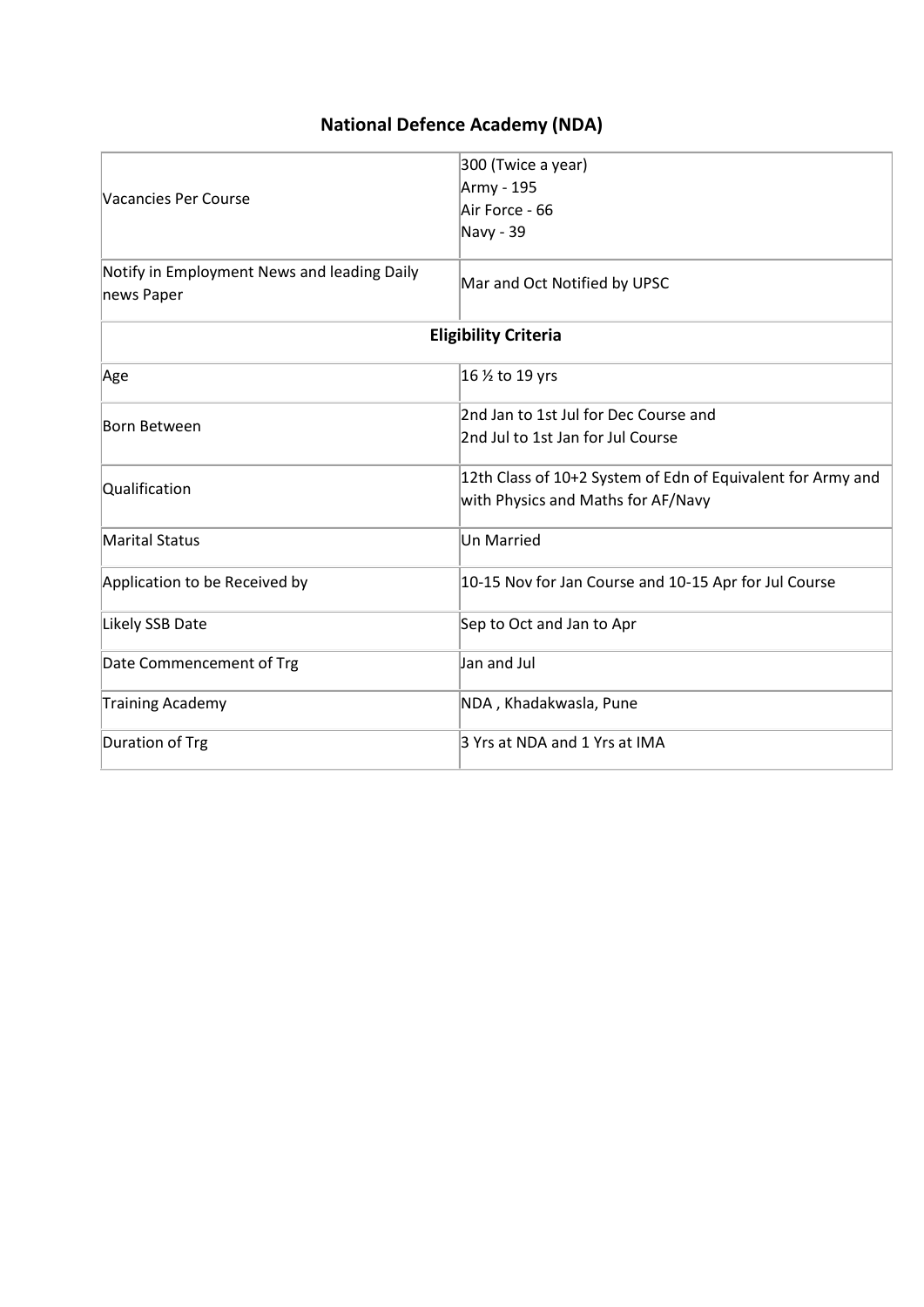# National Defence Academy (NDA)

| | |
|---|---|
| Vacancies Per Course | 300 (Twice a year)<br>Army - 195<br>Air Force - 66<br>Navy - 39 |
| Notify in Employment News and leading Daily news Paper | Mar and Oct Notified by UPSC |
| **Eligibility Criteria** | |
| Age | 16 ½ to 19 yrs |
| Born Between | 2nd Jan to 1st Jul for Dec Course and<br>2nd Jul to 1st Jan for Jul Course |
| Qualification | 12th Class of 10+2 System of Edn of Equivalent for Army and with Physics and Maths for AF/Navy |
| Marital Status | Un Married |
| Application to be Received by | 10-15 Nov for Jan Course and 10-15 Apr for Jul Course |
| Likely SSB Date | Sep to Oct and Jan to Apr |
| Date Commencement of Trg | Jan and Jul |
| Training Academy | NDA , Khadakwasla, Pune |
| Duration of Trg | 3 Yrs at NDA and 1 Yrs at IMA |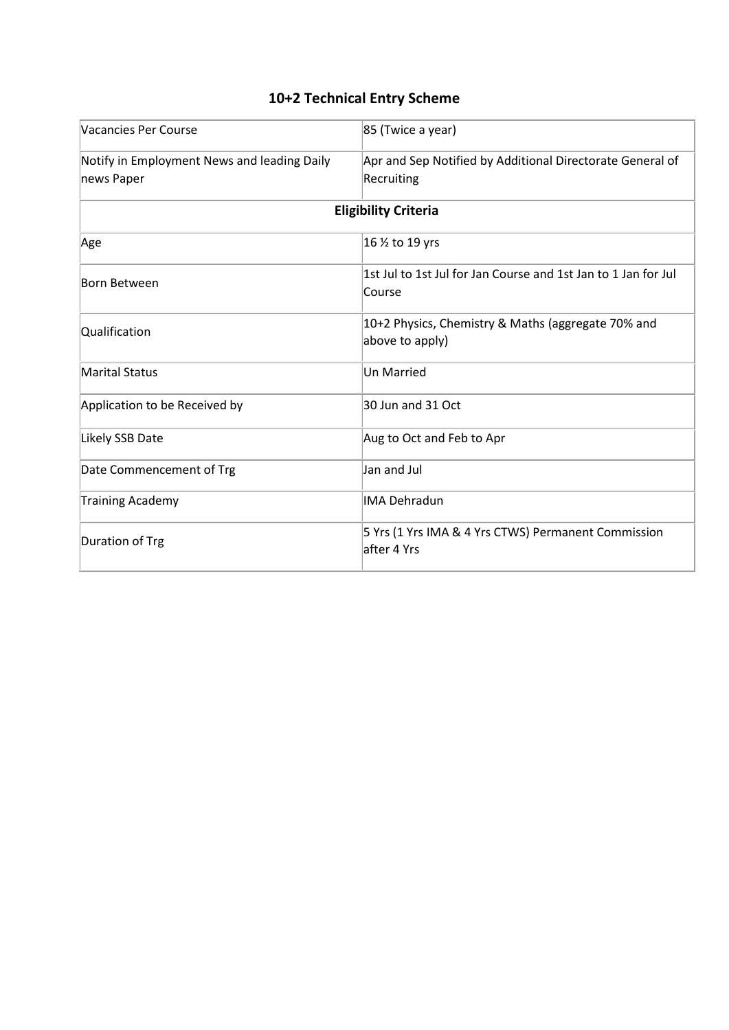## 10+2 Technical Entry Scheme

| | |
|---|---|
| Vacancies Per Course | 85 (Twice a year) |
| Notify in Employment News and leading Daily news Paper | Apr and Sep Notified by Additional Directorate General of Recruiting |
| **Eligibility Criteria** | |
| Age | 16 ½ to 19 yrs |
| Born Between | 1st Jul to 1st Jul for Jan Course and 1st Jan to 1 Jan for Jul Course |
| Qualification | 10+2 Physics, Chemistry & Maths (aggregate 70% and above to apply) |
| Marital Status | Un Married |
| Application to be Received by | 30 Jun and 31 Oct |
| Likely SSB Date | Aug to Oct and Feb to Apr |
| Date Commencement of Trg | Jan and Jul |
| Training Academy | IMA Dehradun |
| Duration of Trg | 5 Yrs (1 Yrs IMA & 4 Yrs CTWS) Permanent Commission after 4 Yrs |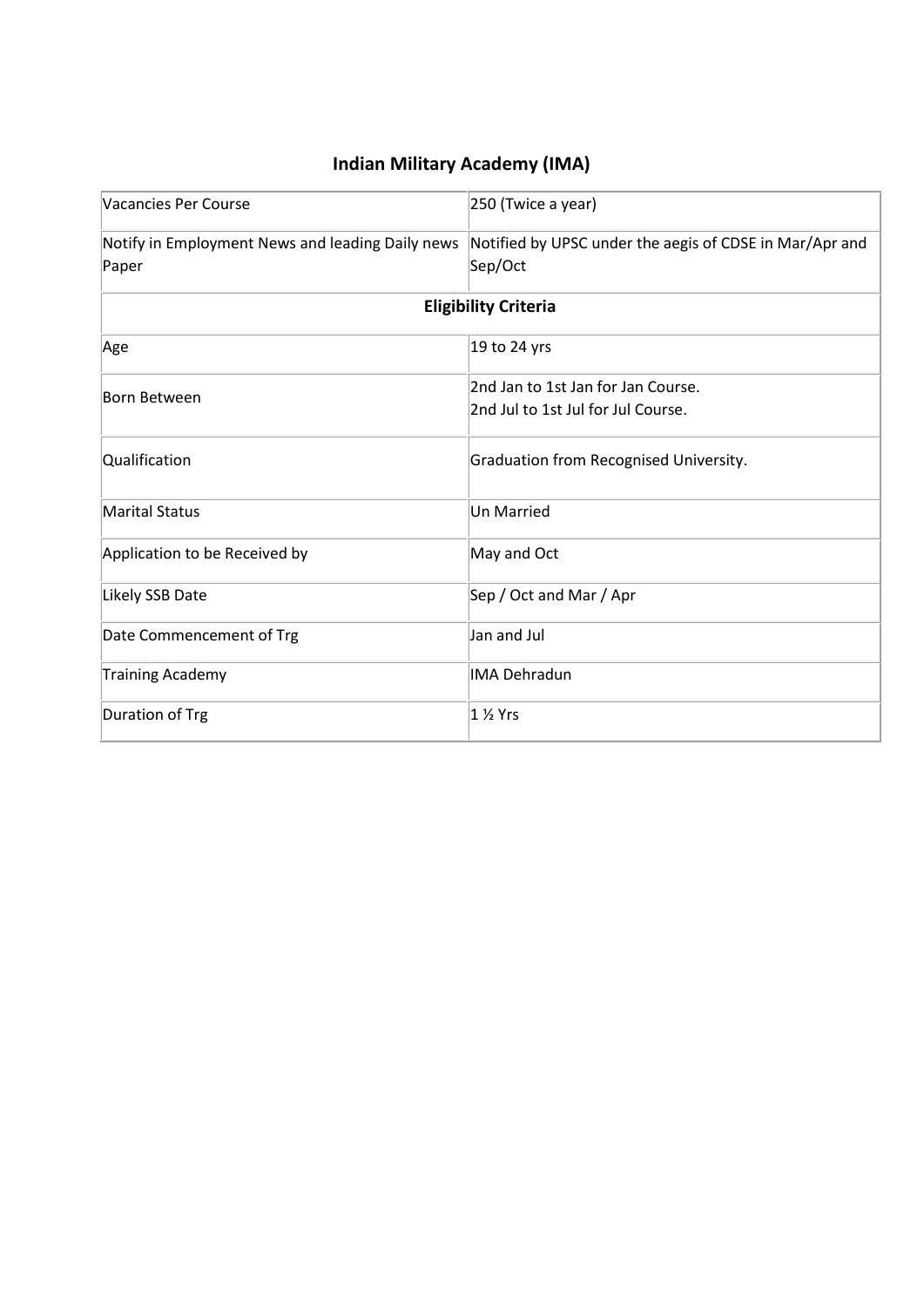## Indian Military Academy (IMA)

| | |
|---|---|
| Vacancies Per Course | 250 (Twice a year) |
| Notify in Employment News and leading Daily news Paper | Notified by UPSC under the aegis of CDSE in Mar/Apr and Sep/Oct |
| **Eligibility Criteria** | |
| Age | 19 to 24 yrs |
| Born Between | 2nd Jan to 1st Jan for Jan Course.<br>2nd Jul to 1st Jul for Jul Course. |
| Qualification | Graduation from Recognised University. |
| Marital Status | Un Married |
| Application to be Received by | May and Oct |
| Likely SSB Date | Sep / Oct and Mar / Apr |
| Date Commencement of Trg | Jan and Jul |
| Training Academy | IMA Dehradun |
| Duration of Trg | 1 ½ Yrs |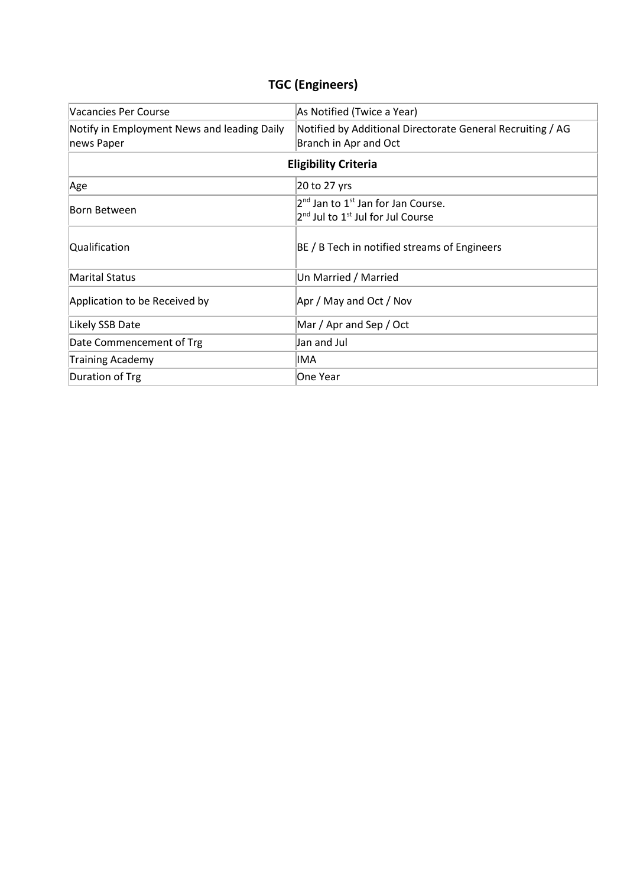# TGC (Engineers)

| Vacancies Per Course | As Notified (Twice a Year) |
|---|---|
| Notify in Employment News and leading Daily news Paper | Notified by Additional Directorate General Recruiting / AG Branch in Apr and Oct |
| **Eligibility Criteria** | |
| Age | 20 to 27 yrs |
| Born Between | 2nd Jan to 1st Jan for Jan Course.<br>2nd Jul to 1st Jul for Jul Course |
| Qualification | BE / B Tech in notified streams of Engineers |
| Marital Status | Un Married / Married |
| Application to be Received by | Apr / May and Oct / Nov |
| Likely SSB Date | Mar / Apr and Sep / Oct |
| Date Commencement of Trg | Jan and Jul |
| Training Academy | IMA |
| Duration of Trg | One Year |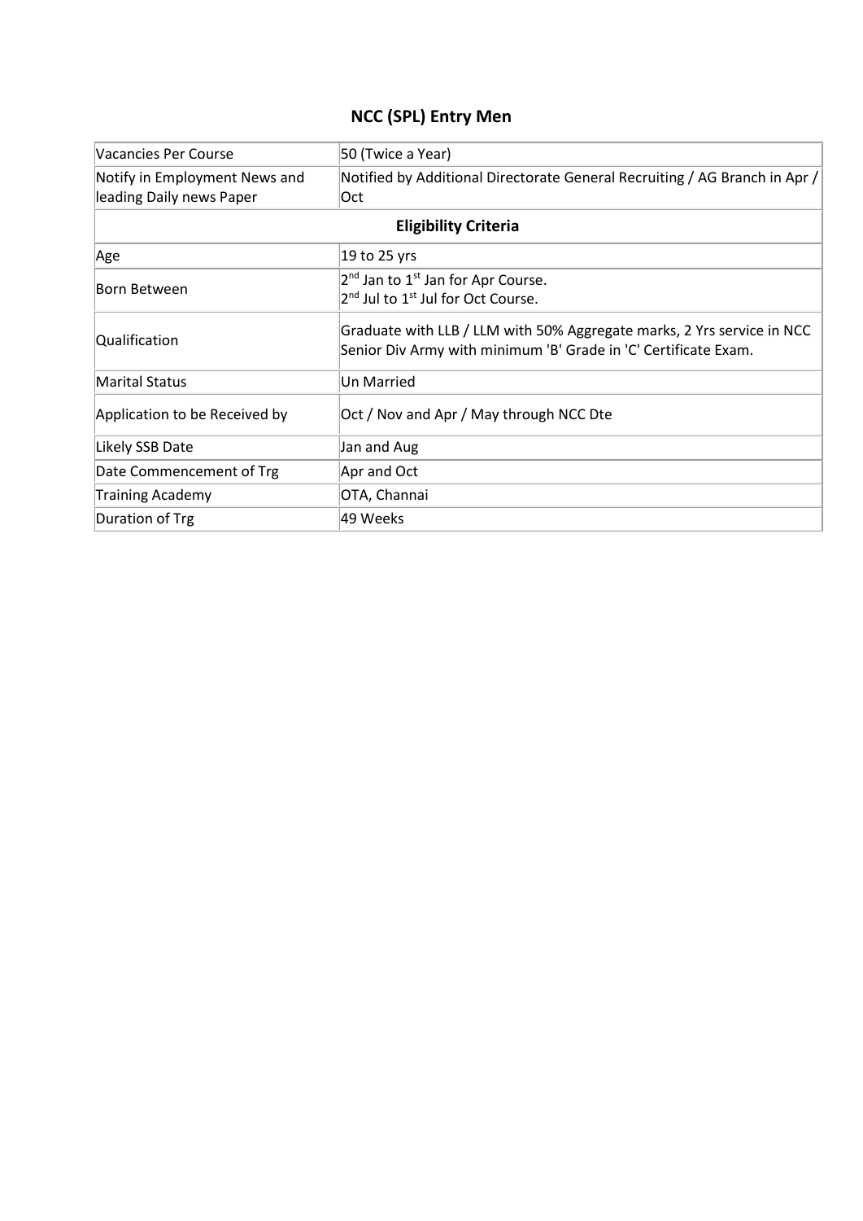## NCC (SPL) Entry Men

| | |
|---|---|
| Vacancies Per Course | 50 (Twice a Year) |
| Notify in Employment News and leading Daily news Paper | Notified by Additional Directorate General Recruiting / AG Branch in Apr / Oct |
| **Eligibility Criteria** | |
| Age | 19 to 25 yrs |
| Born Between | 2nd Jan to 1st Jan for Apr Course.<br>2nd Jul to 1st Jul for Oct Course. |
| Qualification | Graduate with LLB / LLM with 50% Aggregate marks, 2 Yrs service in NCC Senior Div Army with minimum 'B' Grade in 'C' Certificate Exam. |
| Marital Status | Un Married |
| Application to be Received by | Oct / Nov and Apr / May through NCC Dte |
| Likely SSB Date | Jan and Aug |
| Date Commencement of Trg | Apr and Oct |
| Training Academy | OTA, Channai |
| Duration of Trg | 49 Weeks |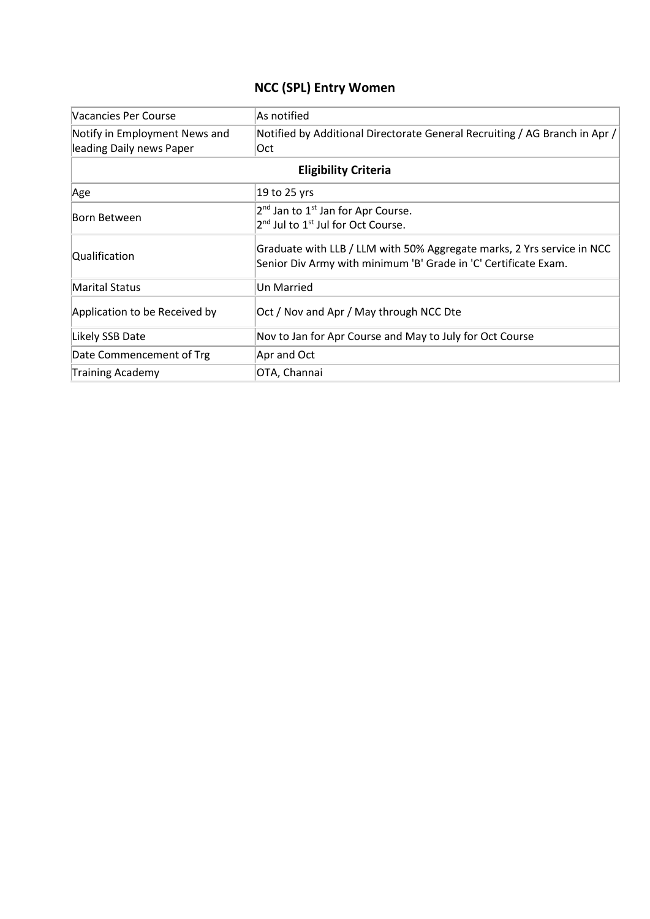## NCC (SPL) Entry Women

| | |
|---|---|
| Vacancies Per Course | As notified |
| Notify in Employment News and leading Daily news Paper | Notified by Additional Directorate General Recruiting / AG Branch in Apr / Oct |
| **Eligibility Criteria** | |
| Age | 19 to 25 yrs |
| Born Between | 2nd Jan to 1st Jan for Apr Course.<br>2nd Jul to 1st Jul for Oct Course. |
| Qualification | Graduate with LLB / LLM with 50% Aggregate marks, 2 Yrs service in NCC Senior Div Army with minimum 'B' Grade in 'C' Certificate Exam. |
| Marital Status | Un Married |
| Application to be Received by | Oct / Nov and Apr / May through NCC Dte |
| Likely SSB Date | Nov to Jan for Apr Course and May to July for Oct Course |
| Date Commencement of Trg | Apr and Oct |
| Training Academy | OTA, Channai |